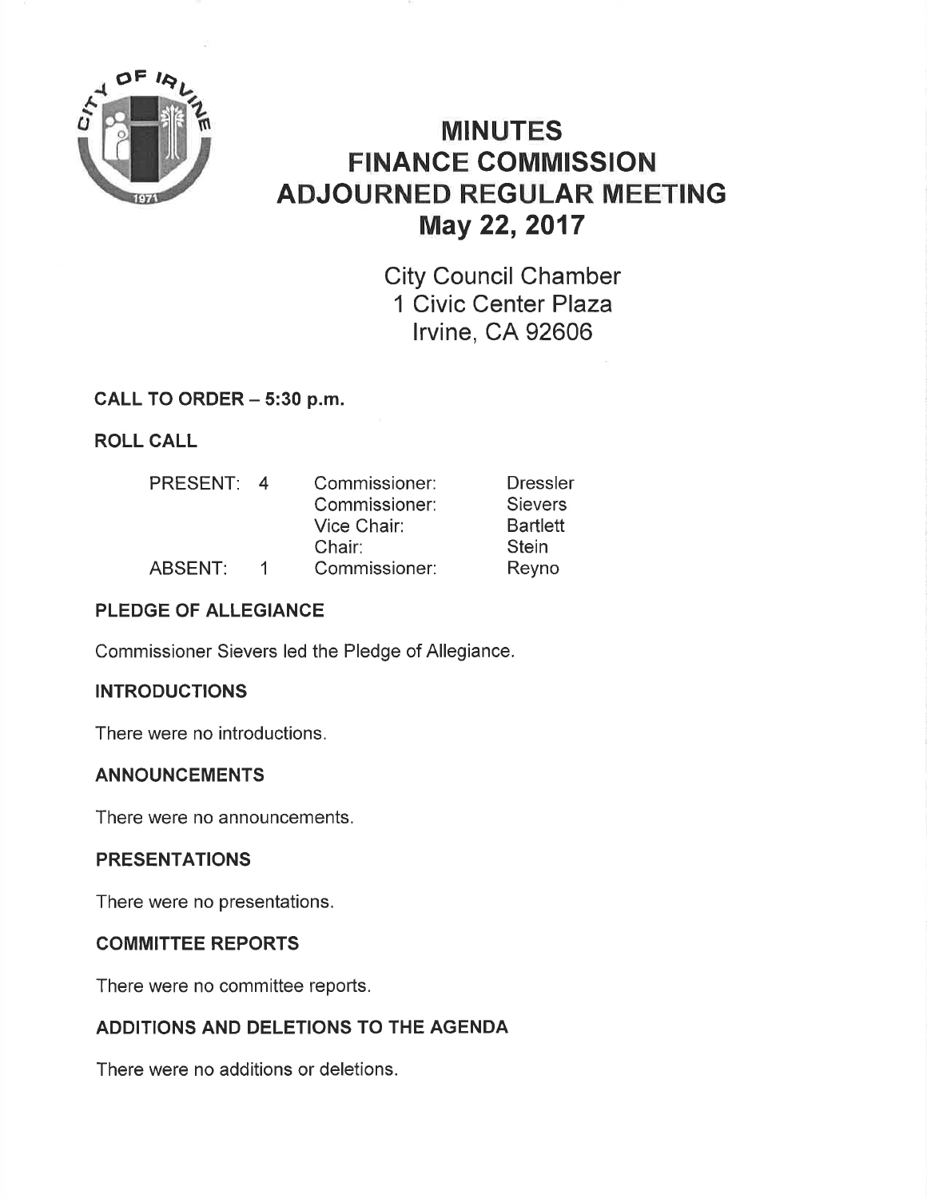# MINUTES
# FINANCE COMMISSION
# ADJOURNED REGULAR MEETING
# May 22, 2017

City Council Chamber
1 Civic Center Plaza
Irvine, CA 92606

## CALL TO ORDER – 5:30 p.m.

## ROLL CALL

| | | | |
|---|---|---|---|
| PRESENT: | 4 | Commissioner: | Dressler |
| | | Commissioner: | Sievers |
| | | Vice Chair: | Bartlett |
| | | Chair: | Stein |
| ABSENT: | 1 | Commissioner: | Reyno |

## PLEDGE OF ALLEGIANCE

Commissioner Sievers led the Pledge of Allegiance.

## INTRODUCTIONS

There were no introductions.

## ANNOUNCEMENTS

There were no announcements.

## PRESENTATIONS

There were no presentations.

## COMMITTEE REPORTS

There were no committee reports.

## ADDITIONS AND DELETIONS TO THE AGENDA

There were no additions or deletions.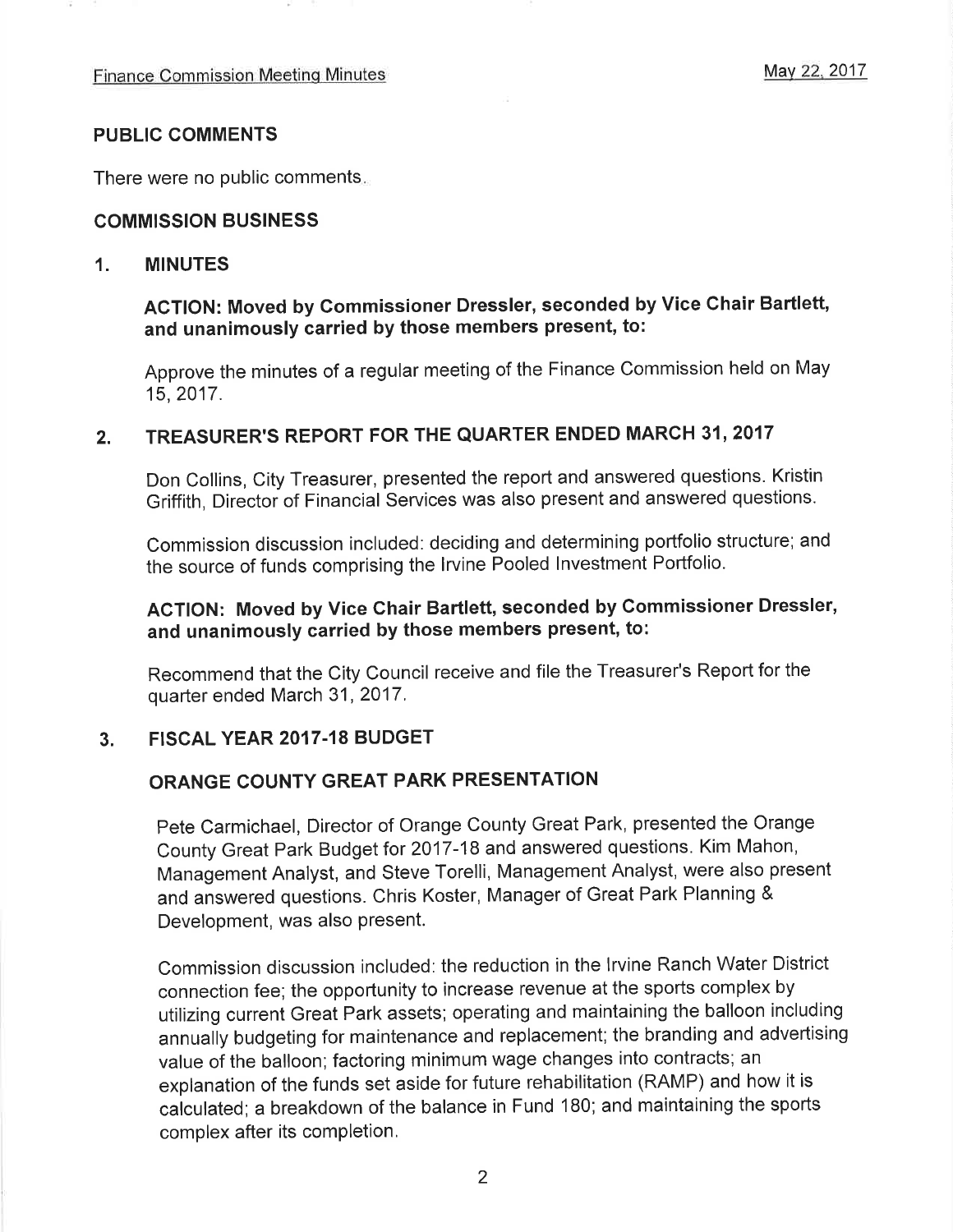## PUBLIC COMMENTS

There were no public comments.

## COMMISSION BUSINESS

### 1. MINUTES

**ACTION: Moved by Commissioner Dressler, seconded by Vice Chair Bartlett, and unanimously carried by those members present, to:**

Approve the minutes of a regular meeting of the Finance Commission held on May 15, 2017.

### 2. TREASURER'S REPORT FOR THE QUARTER ENDED MARCH 31, 2017

Don Collins, City Treasurer, presented the report and answered questions. Kristin Griffith, Director of Financial Services was also present and answered questions.

Commission discussion included: deciding and determining portfolio structure; and the source of funds comprising the Irvine Pooled Investment Portfolio.

**ACTION: Moved by Vice Chair Bartlett, seconded by Commissioner Dressler, and unanimously carried by those members present, to:**

Recommend that the City Council receive and file the Treasurer's Report for the quarter ended March 31, 2017.

### 3. FISCAL YEAR 2017-18 BUDGET

#### ORANGE COUNTY GREAT PARK PRESENTATION

Pete Carmichael, Director of Orange County Great Park, presented the Orange County Great Park Budget for 2017-18 and answered questions. Kim Mahon, Management Analyst, and Steve Torelli, Management Analyst, were also present and answered questions. Chris Koster, Manager of Great Park Planning & Development, was also present.

Commission discussion included: the reduction in the Irvine Ranch Water District connection fee; the opportunity to increase revenue at the sports complex by utilizing current Great Park assets; operating and maintaining the balloon including annually budgeting for maintenance and replacement; the branding and advertising value of the balloon; factoring minimum wage changes into contracts; an explanation of the funds set aside for future rehabilitation (RAMP) and how it is calculated; a breakdown of the balance in Fund 180; and maintaining the sports complex after its completion.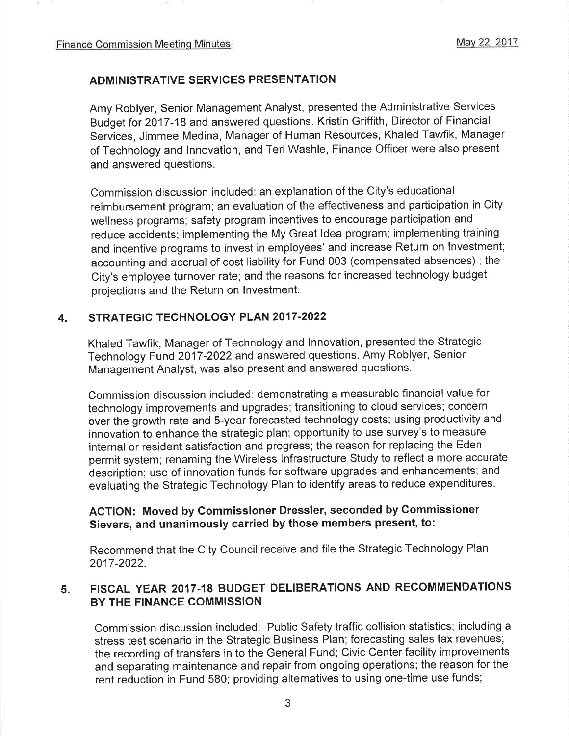## ADMINISTRATIVE SERVICES PRESENTATION

Amy Roblyer, Senior Management Analyst, presented the Administrative Services Budget for 2017-18 and answered questions. Kristin Griffith, Director of Financial Services, Jimmee Medina, Manager of Human Resources, Khaled Tawfik, Manager of Technology and Innovation, and Teri Washle, Finance Officer were also present and answered questions.

Commission discussion included: an explanation of the City's educational reimbursement program; an evaluation of the effectiveness and participation in City wellness programs; safety program incentives to encourage participation and reduce accidents; implementing the My Great Idea program; implementing training and incentive programs to invest in employees' and increase Return on Investment; accounting and accrual of cost liability for Fund 003 (compensated absences) ; the City's employee turnover rate; and the reasons for increased technology budget projections and the Return on Investment.

## 4. STRATEGIC TECHNOLOGY PLAN 2017-2022

Khaled Tawfik, Manager of Technology and Innovation, presented the Strategic Technology Fund 2017-2022 and answered questions. Amy Roblyer, Senior Management Analyst, was also present and answered questions.

Commission discussion included: demonstrating a measurable financial value for technology improvements and upgrades; transitioning to cloud services; concern over the growth rate and 5-year forecasted technology costs; using productivity and innovation to enhance the strategic plan; opportunity to use survey's to measure internal or resident satisfaction and progress; the reason for replacing the Eden permit system; renaming the Wireless Infrastructure Study to reflect a more accurate description; use of innovation funds for software upgrades and enhancements; and evaluating the Strategic Technology Plan to identify areas to reduce expenditures.

**ACTION: Moved by Commissioner Dressler, seconded by Commissioner Sievers, and unanimously carried by those members present, to:**

Recommend that the City Council receive and file the Strategic Technology Plan 2017-2022.

## 5. FISCAL YEAR 2017-18 BUDGET DELIBERATIONS AND RECOMMENDATIONS BY THE FINANCE COMMISSION

Commission discussion included: Public Safety traffic collision statistics; including a stress test scenario in the Strategic Business Plan; forecasting sales tax revenues; the recording of transfers in to the General Fund; Civic Center facility improvements and separating maintenance and repair from ongoing operations; the reason for the rent reduction in Fund 580; providing alternatives to using one-time use funds;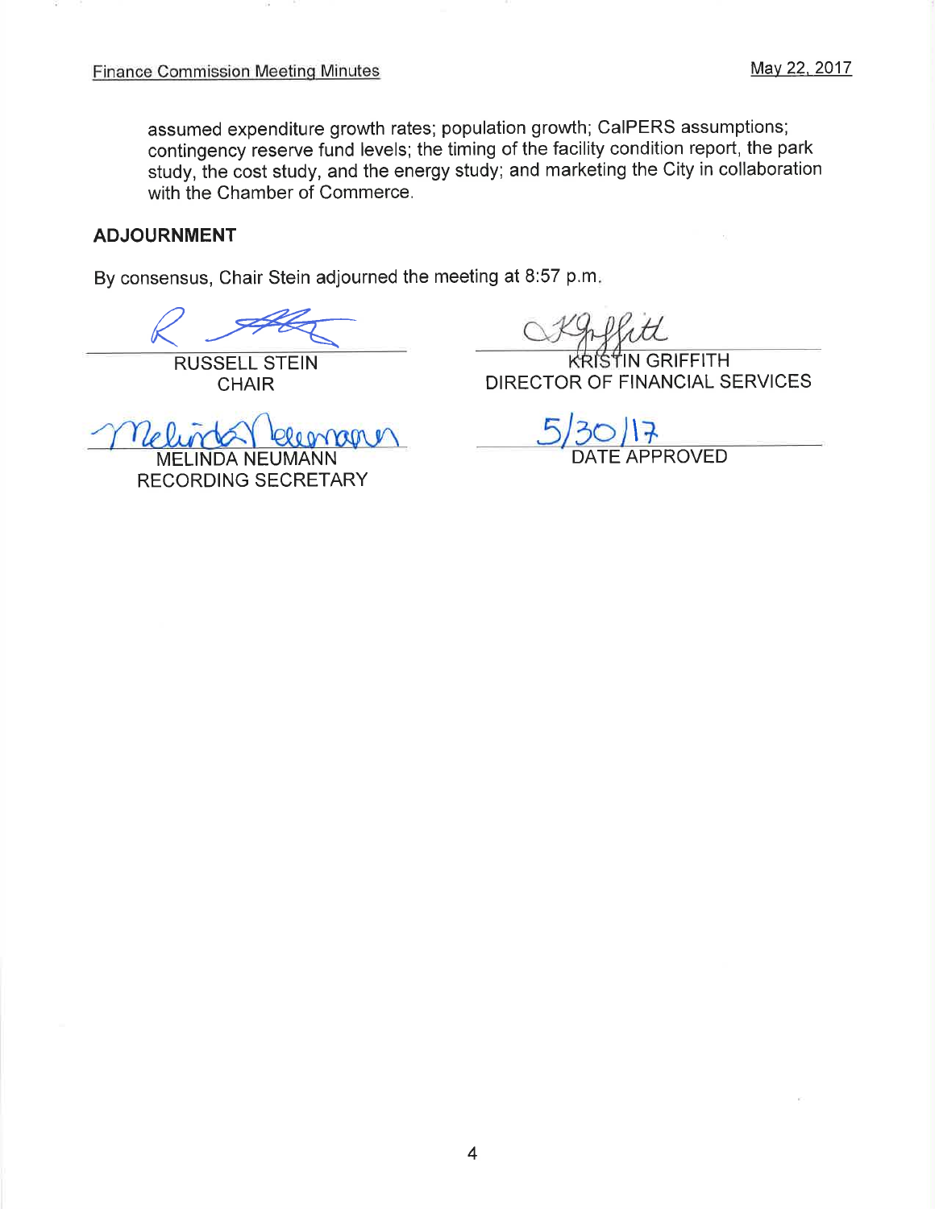assumed expenditure growth rates; population growth; CalPERS assumptions; contingency reserve fund levels; the timing of the facility condition report, the park study, the cost study, and the energy study; and marketing the City in collaboration with the Chamber of Commerce.

## ADJOURNMENT

By consensus, Chair Stein adjourned the meeting at 8:57 p.m.

RUSSELL STEIN
CHAIR

KRISTIN GRIFFITH
DIRECTOR OF FINANCIAL SERVICES

MELINDA NEUMANN
RECORDING SECRETARY

5/30/17
DATE APPROVED